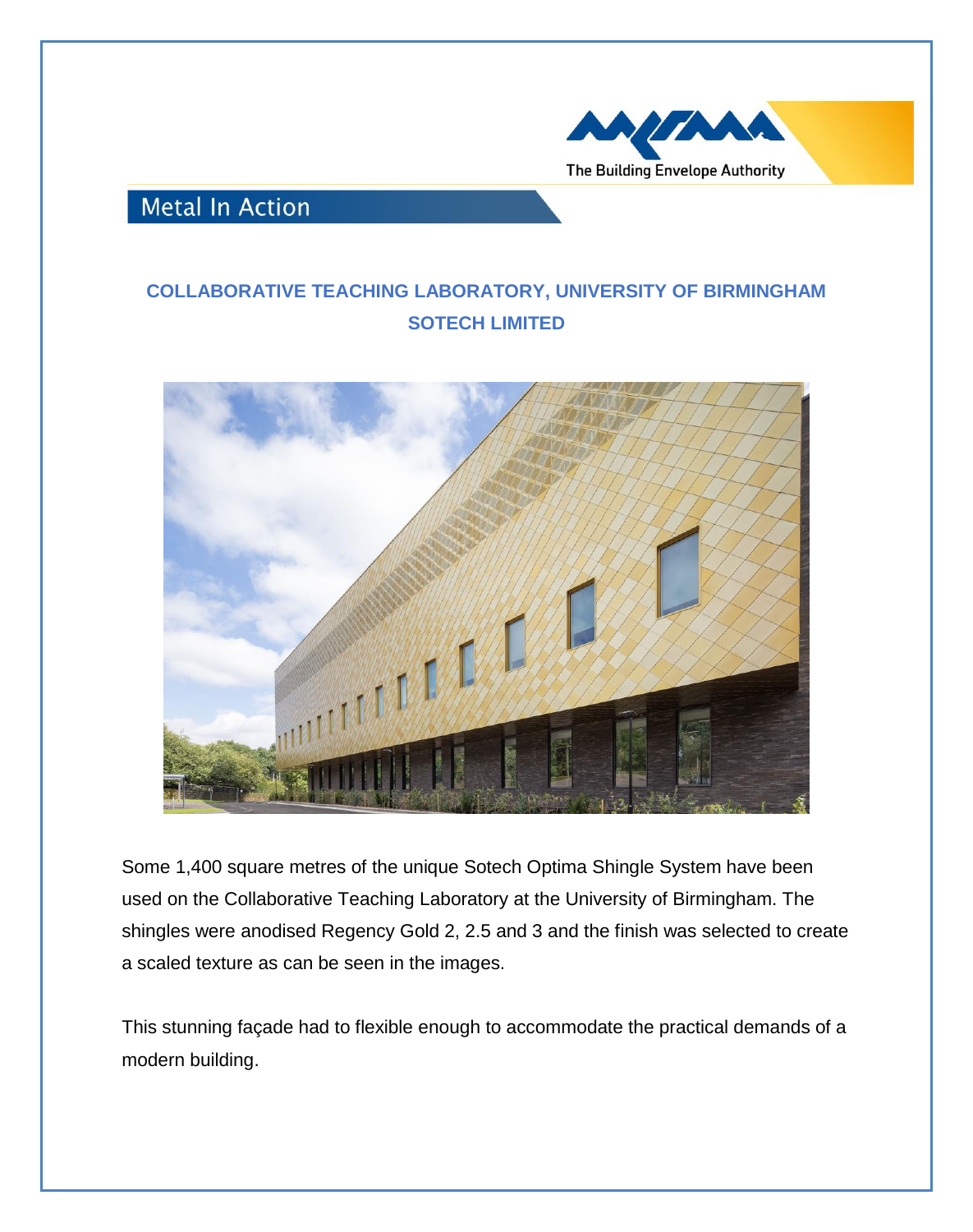The Building Envelope Authority

## Metal In Action

### COLLABORATIVE TEACHING LABORATORY, UNIVERSITY OF BIRMINGHAM
### SOTECH LIMITED

Some 1,400 square metres of the unique Sotech Optima Shingle System have been used on the Collaborative Teaching Laboratory at the University of Birmingham. The shingles were anodised Regency Gold 2, 2.5 and 3 and the finish was selected to create a scaled texture as can be seen in the images.

This stunning façade had to flexible enough to accommodate the practical demands of a modern building.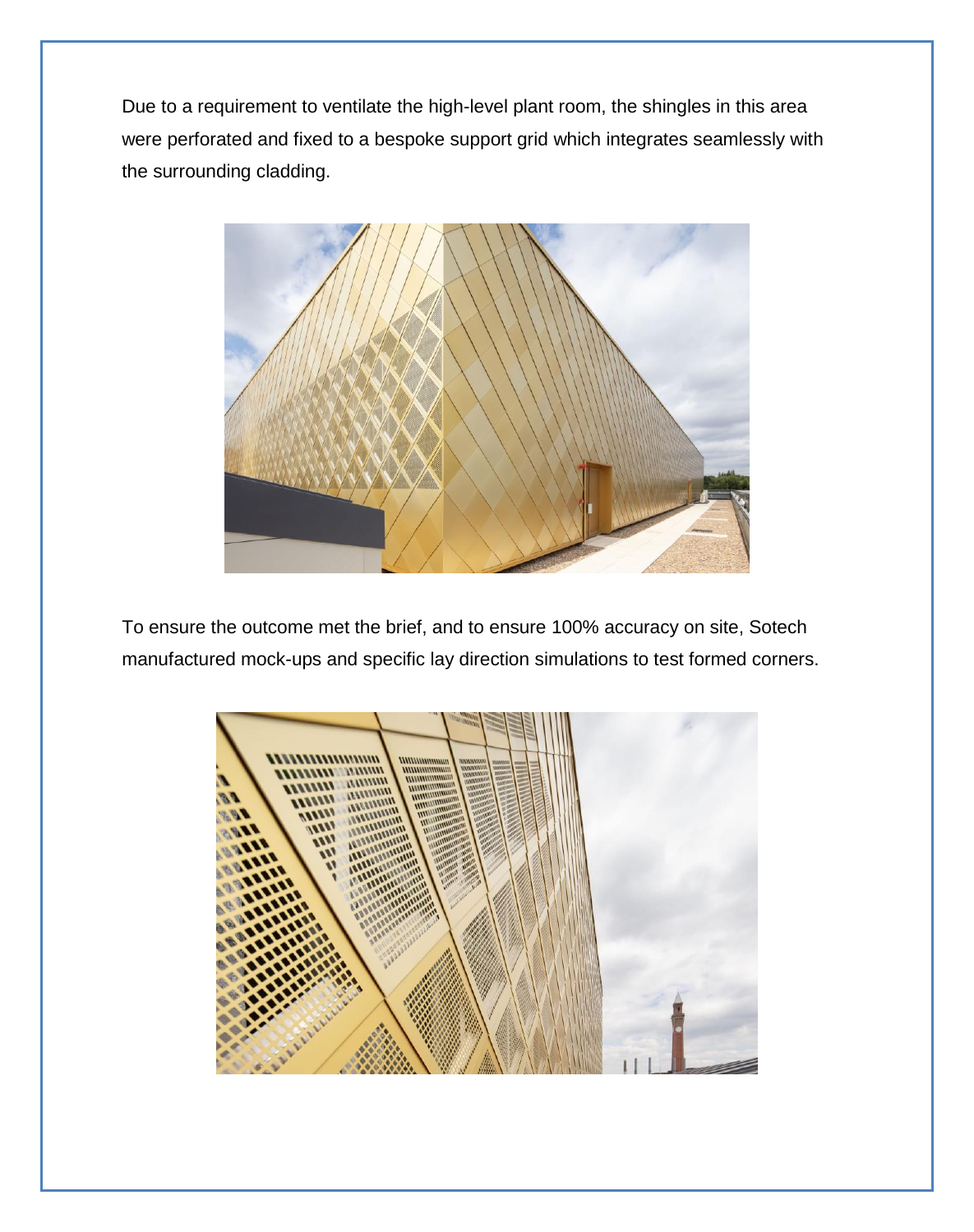Due to a requirement to ventilate the high-level plant room, the shingles in this area were perforated and fixed to a bespoke support grid which integrates seamlessly with the surrounding cladding.

To ensure the outcome met the brief, and to ensure 100% accuracy on site, Sotech manufactured mock-ups and specific lay direction simulations to test formed corners.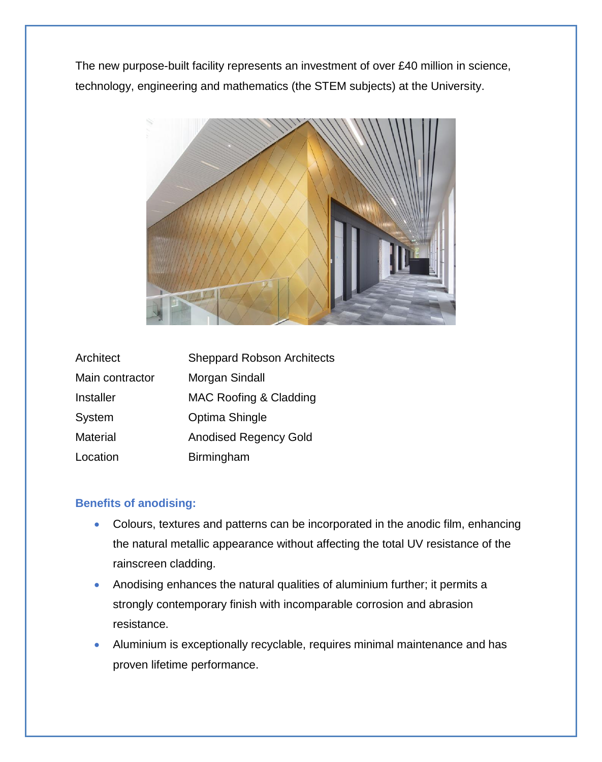The new purpose-built facility represents an investment of over £40 million in science, technology, engineering and mathematics (the STEM subjects) at the University.

| | |
|---|---|
| Architect | Sheppard Robson Architects |
| Main contractor | Morgan Sindall |
| Installer | MAC Roofing & Cladding |
| System | Optima Shingle |
| Material | Anodised Regency Gold |
| Location | Birmingham |

### Benefits of anodising:

- Colours, textures and patterns can be incorporated in the anodic film, enhancing the natural metallic appearance without affecting the total UV resistance of the rainscreen cladding.
- Anodising enhances the natural qualities of aluminium further; it permits a strongly contemporary finish with incomparable corrosion and abrasion resistance.
- Aluminium is exceptionally recyclable, requires minimal maintenance and has proven lifetime performance.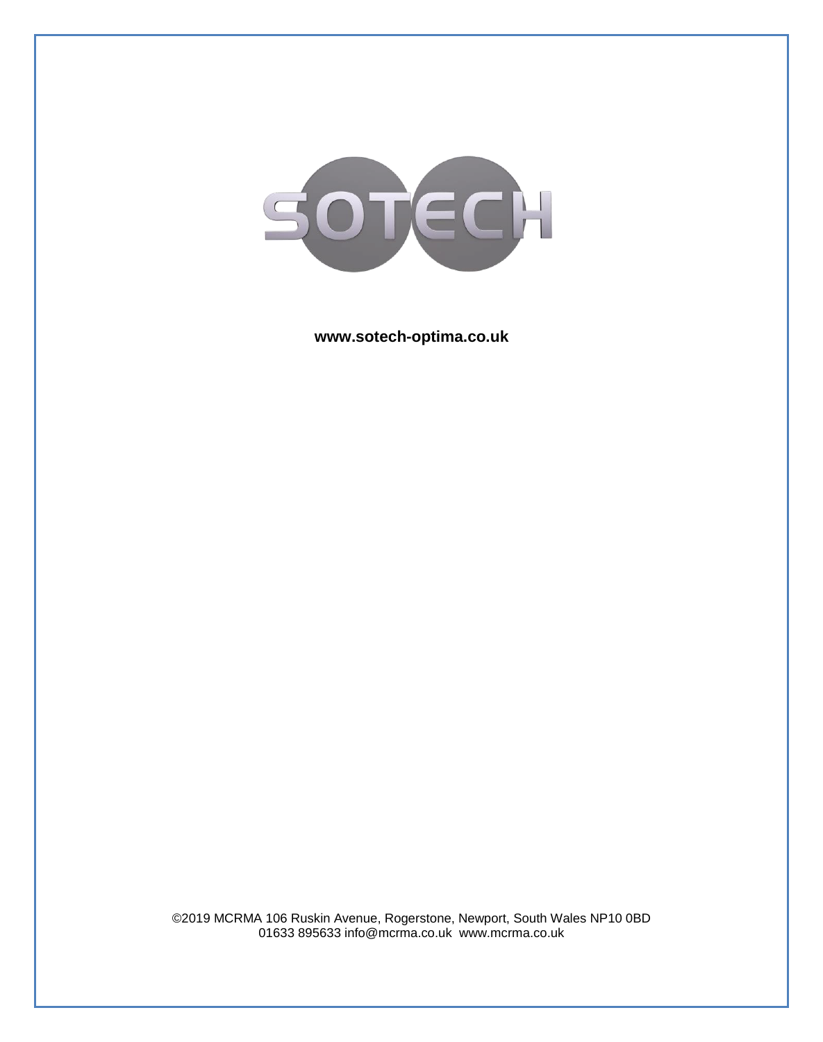SOTECH

**www.sotech-optima.co.uk**

©2019 MCRMA 106 Ruskin Avenue, Rogerstone, Newport, South Wales NP10 0BD
01633 895633 info@mcrma.co.uk www.mcrma.co.uk